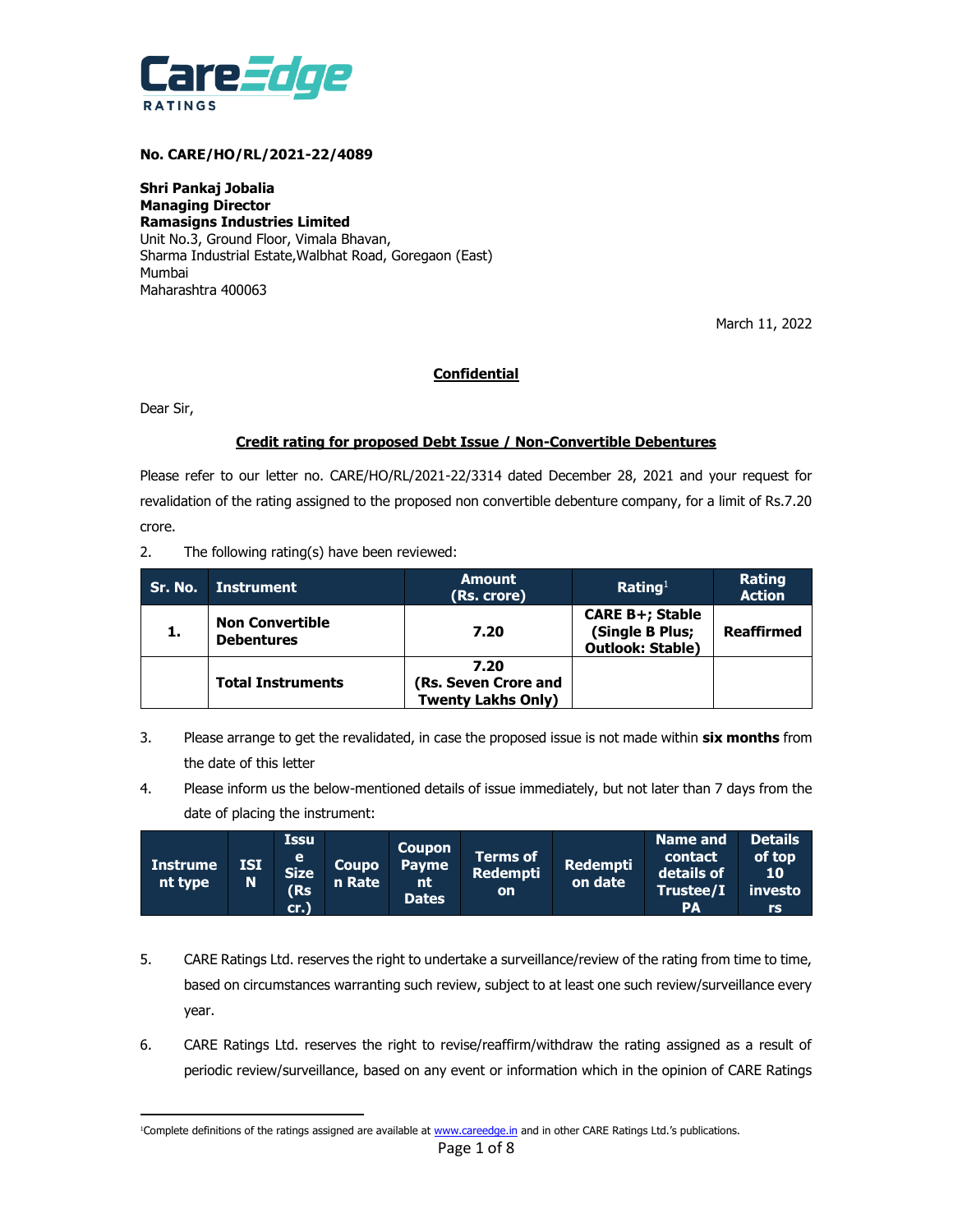**No. CARE/HO/RL/2021-22/4089**

**Shri Pankaj Jobalia**
**Managing Director**
**Ramasigns Industries Limited**
Unit No.3, Ground Floor, Vimala Bhavan,
Sharma Industrial Estate,Walbhat Road, Goregaon (East)
Mumbai
Maharashtra 400063

March 11, 2022

**Confidential**

Dear Sir,

**Credit rating for proposed Debt Issue / Non-Convertible Debentures**

Please refer to our letter no. CARE/HO/RL/2021-22/3314 dated December 28, 2021 and your request for revalidation of the rating assigned to the proposed non convertible debenture company, for a limit of Rs.7.20 crore.

2. The following rating(s) have been reviewed:

| Sr. No. | Instrument | Amount (Rs. crore) | Rating[1] | Rating Action |
|---|---|---|---|---|
| **1.** | **Non Convertible Debentures** | **7.20** | **CARE B+; Stable (Single B Plus; Outlook: Stable)** | **Reaffirmed** |
| | **Total Instruments** | **7.20 (Rs. Seven Crore and Twenty Lakhs Only)** | | |

3. Please arrange to get the revalidated, in case the proposed issue is not made within **six months** from the date of this letter

4. Please inform us the below-mentioned details of issue immediately, but not later than 7 days from the date of placing the instrument:

| Instrument type | ISIN | Issue Size (Rs cr.) | Coupon Rate | Coupon Payment Dates | Terms of Redemption | Redemption date | Name and contact details of Trustee/IPA | Details of top 10 investors |
|---|---|---|---|---|---|---|---|---|

5. CARE Ratings Ltd. reserves the right to undertake a surveillance/review of the rating from time to time, based on circumstances warranting such review, subject to at least one such review/surveillance every year.

6. CARE Ratings Ltd. reserves the right to revise/reaffirm/withdraw the rating assigned as a result of periodic review/surveillance, based on any event or information which in the opinion of CARE Ratings

[1] Complete definitions of the ratings assigned are available at www.careedge.in and in other CARE Ratings Ltd.'s publications.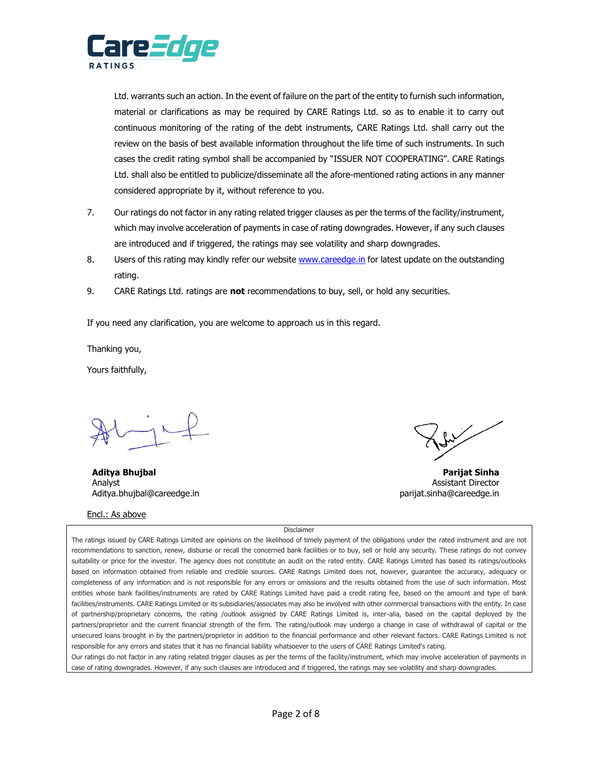Ltd. warrants such an action. In the event of failure on the part of the entity to furnish such information, material or clarifications as may be required by CARE Ratings Ltd. so as to enable it to carry out continuous monitoring of the rating of the debt instruments, CARE Ratings Ltd. shall carry out the review on the basis of best available information throughout the life time of such instruments. In such cases the credit rating symbol shall be accompanied by "ISSUER NOT COOPERATING". CARE Ratings Ltd. shall also be entitled to publicize/disseminate all the afore-mentioned rating actions in any manner considered appropriate by it, without reference to you.

7. Our ratings do not factor in any rating related trigger clauses as per the terms of the facility/instrument, which may involve acceleration of payments in case of rating downgrades. However, if any such clauses are introduced and if triggered, the ratings may see volatility and sharp downgrades.
8. Users of this rating may kindly refer our website www.careedge.in for latest update on the outstanding rating.
9. CARE Ratings Ltd. ratings are **not** recommendations to buy, sell, or hold any securities.

If you need any clarification, you are welcome to approach us in this regard.

Thanking you,

Yours faithfully,

**Aditya Bhujbal**
Analyst
Aditya.bhujbal@careedge.in

**Parijat Sinha**
Assistant Director
parijat.sinha@careedge.in

Encl.: As above

Disclaimer

The ratings issued by CARE Ratings Limited are opinions on the likelihood of timely payment of the obligations under the rated instrument and are not recommendations to sanction, renew, disburse or recall the concerned bank facilities or to buy, sell or hold any security. These ratings do not convey suitability or price for the investor. The agency does not constitute an audit on the rated entity. CARE Ratings Limited has based its ratings/outlooks based on information obtained from reliable and credible sources. CARE Ratings Limited does not, however, guarantee the accuracy, adequacy or completeness of any information and is not responsible for any errors or omissions and the results obtained from the use of such information. Most entities whose bank facilities/instruments are rated by CARE Ratings Limited have paid a credit rating fee, based on the amount and type of bank facilities/instruments. CARE Ratings Limited or its subsidiaries/associates may also be involved with other commercial transactions with the entity. In case of partnership/proprietary concerns, the rating /outlook assigned by CARE Ratings Limited is, inter-alia, based on the capital deployed by the partners/proprietor and the current financial strength of the firm. The rating/outlook may undergo a change in case of withdrawal of capital or the unsecured loans brought in by the partners/proprietor in addition to the financial performance and other relevant factors. CARE Ratings Limited is not responsible for any errors and states that it has no financial liability whatsoever to the users of CARE Ratings Limited's rating.

Our ratings do not factor in any rating related trigger clauses as per the terms of the facility/instrument, which may involve acceleration of payments in case of rating downgrades. However, if any such clauses are introduced and if triggered, the ratings may see volatility and sharp downgrades.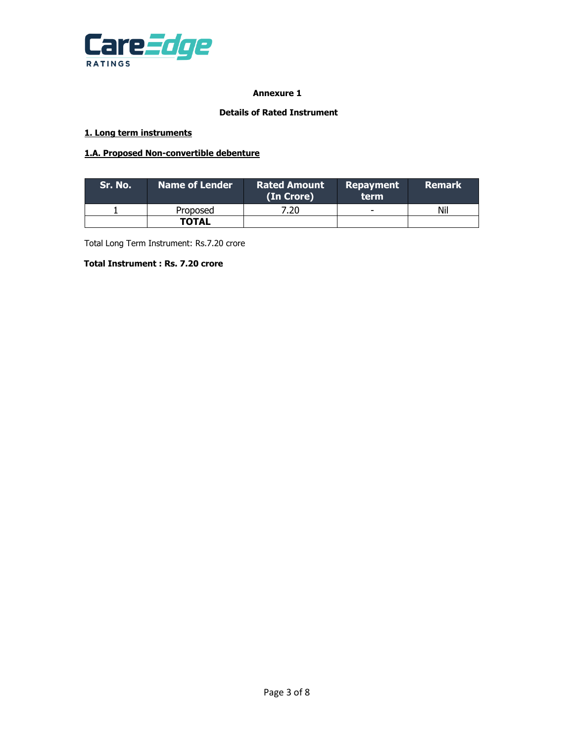**Annexure 1**

**Details of Rated Instrument**

**1. Long term instruments**

**1.A. Proposed Non-convertible debenture**

| Sr. No. | Name of Lender | Rated Amount (In Crore) | Repayment term | Remark |
|---|---|---|---|---|
| 1 | Proposed | 7.20 | - | Nil |
| | **TOTAL** | | | |

Total Long Term Instrument: Rs.7.20 crore

**Total Instrument : Rs. 7.20 crore**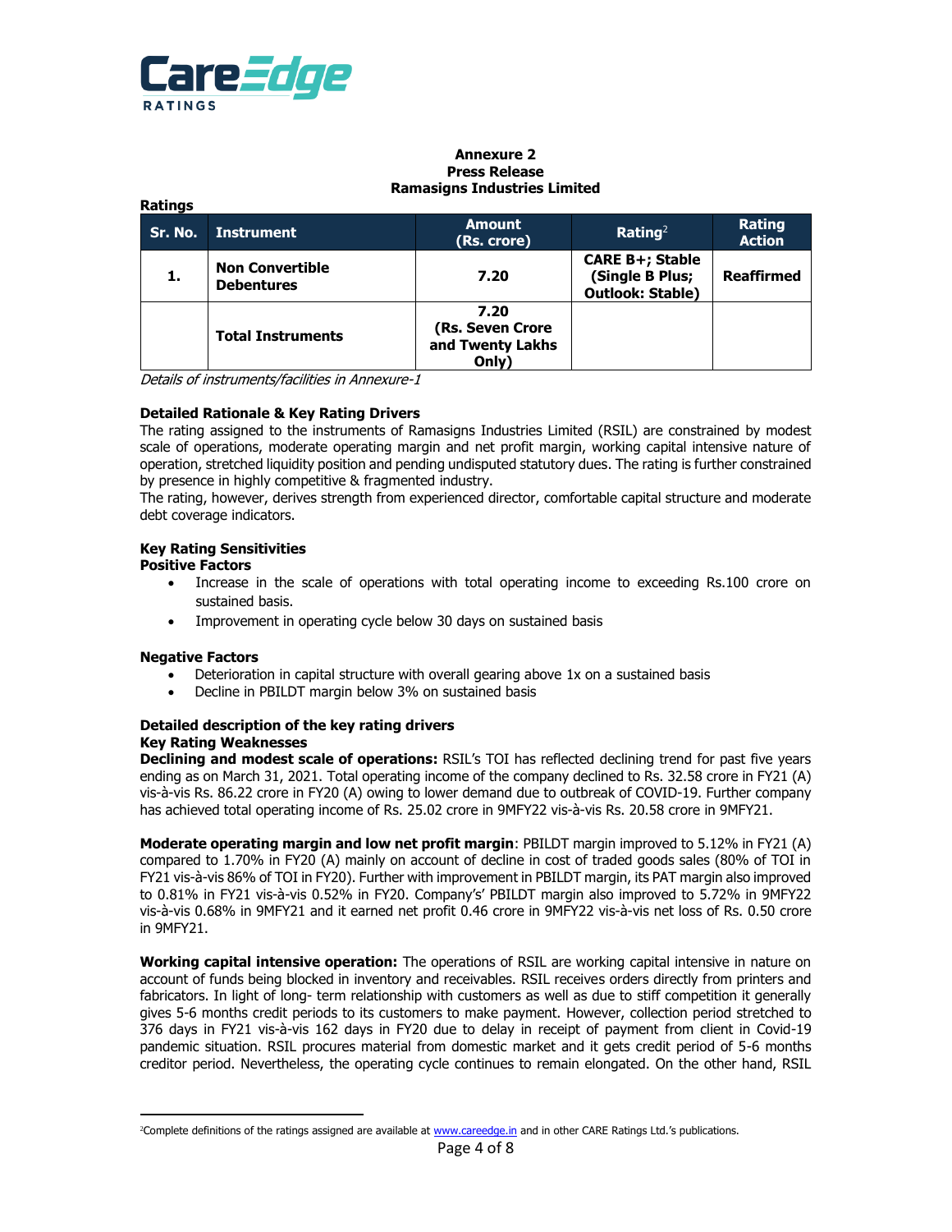**Annexure 2**
**Press Release**
**Ramasigns Industries Limited**

**Ratings**

| Sr. No. | Instrument | Amount (Rs. crore) | Rating[2] | Rating Action |
|---|---|---|---|---|
| 1. | Non Convertible Debentures | 7.20 | CARE B+; Stable (Single B Plus; Outlook: Stable) | Reaffirmed |
| | Total Instruments | 7.20 (Rs. Seven Crore and Twenty Lakhs Only) | | |

*Details of instruments/facilities in Annexure-1*

**Detailed Rationale & Key Rating Drivers**

The rating assigned to the instruments of Ramasigns Industries Limited (RSIL) are constrained by modest scale of operations, moderate operating margin and net profit margin, working capital intensive nature of operation, stretched liquidity position and pending undisputed statutory dues. The rating is further constrained by presence in highly competitive & fragmented industry.

The rating, however, derives strength from experienced director, comfortable capital structure and moderate debt coverage indicators.

**Key Rating Sensitivities**

**Positive Factors**

- Increase in the scale of operations with total operating income to exceeding Rs.100 crore on sustained basis.
- Improvement in operating cycle below 30 days on sustained basis

**Negative Factors**

- Deterioration in capital structure with overall gearing above 1x on a sustained basis
- Decline in PBILDT margin below 3% on sustained basis

**Detailed description of the key rating drivers**

**Key Rating Weaknesses**

**Declining and modest scale of operations:** RSIL's TOI has reflected declining trend for past five years ending as on March 31, 2021. Total operating income of the company declined to Rs. 32.58 crore in FY21 (A) vis-à-vis Rs. 86.22 crore in FY20 (A) owing to lower demand due to outbreak of COVID-19. Further company has achieved total operating income of Rs. 25.02 crore in 9MFY22 vis-à-vis Rs. 20.58 crore in 9MFY21.

**Moderate operating margin and low net profit margin**: PBILDT margin improved to 5.12% in FY21 (A) compared to 1.70% in FY20 (A) mainly on account of decline in cost of traded goods sales (80% of TOI in FY21 vis-à-vis 86% of TOI in FY20). Further with improvement in PBILDT margin, its PAT margin also improved to 0.81% in FY21 vis-à-vis 0.52% in FY20. Company's' PBILDT margin also improved to 5.72% in 9MFY22 vis-à-vis 0.68% in 9MFY21 and it earned net profit 0.46 crore in 9MFY22 vis-à-vis net loss of Rs. 0.50 crore in 9MFY21.

**Working capital intensive operation:** The operations of RSIL are working capital intensive in nature on account of funds being blocked in inventory and receivables. RSIL receives orders directly from printers and fabricators. In light of long- term relationship with customers as well as due to stiff competition it generally gives 5-6 months credit periods to its customers to make payment. However, collection period stretched to 376 days in FY21 vis-à-vis 162 days in FY20 due to delay in receipt of payment from client in Covid-19 pandemic situation. RSIL procures material from domestic market and it gets credit period of 5-6 months creditor period. Nevertheless, the operating cycle continues to remain elongated. On the other hand, RSIL

[2]Complete definitions of the ratings assigned are available at www.careedge.in and in other CARE Ratings Ltd.'s publications.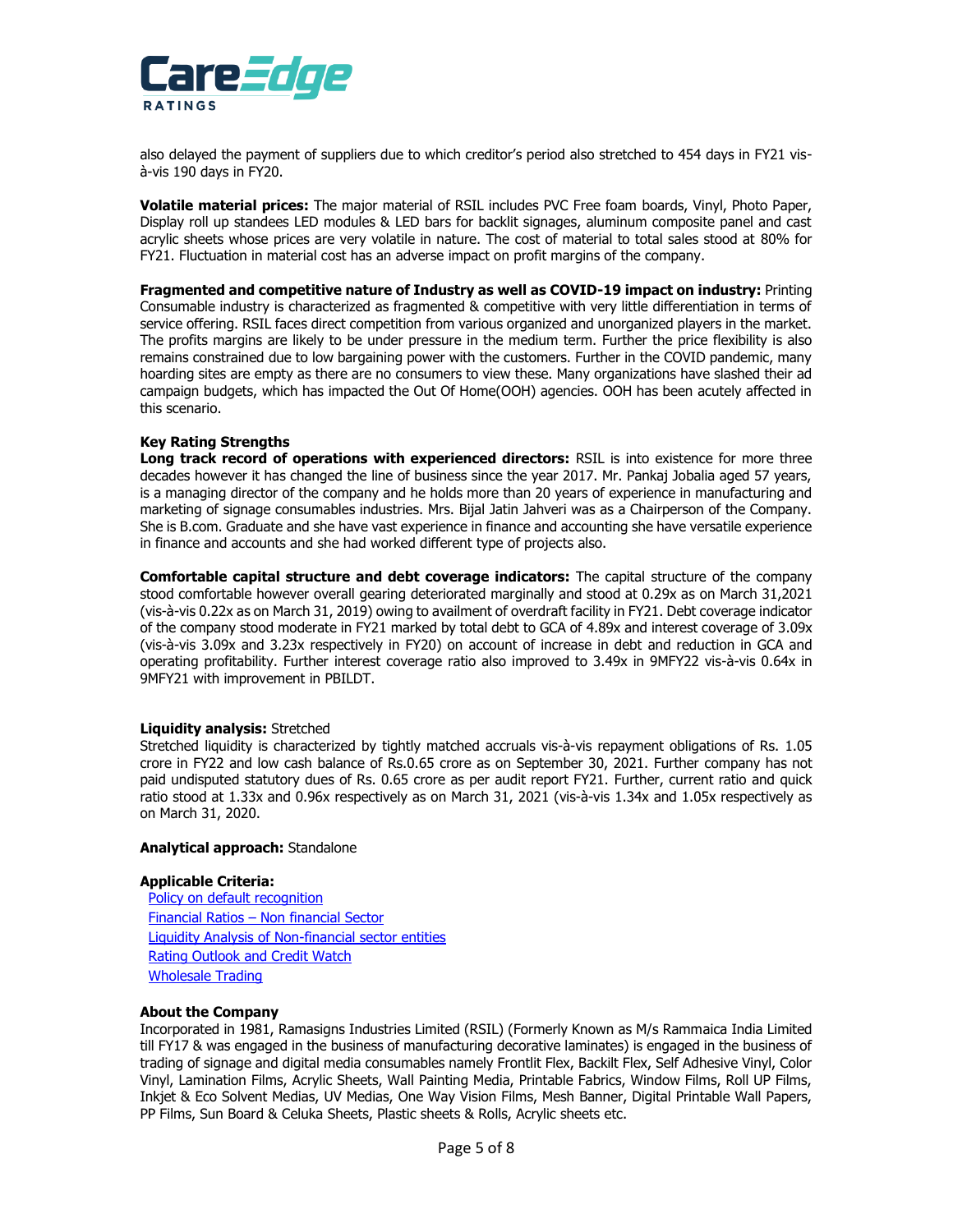also delayed the payment of suppliers due to which creditor's period also stretched to 454 days in FY21 vis-à-vis 190 days in FY20.

**Volatile material prices:** The major material of RSIL includes PVC Free foam boards, Vinyl, Photo Paper, Display roll up standees LED modules & LED bars for backlit signages, aluminum composite panel and cast acrylic sheets whose prices are very volatile in nature. The cost of material to total sales stood at 80% for FY21. Fluctuation in material cost has an adverse impact on profit margins of the company.

**Fragmented and competitive nature of Industry as well as COVID-19 impact on industry:** Printing Consumable industry is characterized as fragmented & competitive with very little differentiation in terms of service offering. RSIL faces direct competition from various organized and unorganized players in the market. The profits margins are likely to be under pressure in the medium term. Further the price flexibility is also remains constrained due to low bargaining power with the customers. Further in the COVID pandemic, many hoarding sites are empty as there are no consumers to view these. Many organizations have slashed their ad campaign budgets, which has impacted the Out Of Home(OOH) agencies. OOH has been acutely affected in this scenario.

### Key Rating Strengths

**Long track record of operations with experienced directors:** RSIL is into existence for more three decades however it has changed the line of business since the year 2017. Mr. Pankaj Jobalia aged 57 years, is a managing director of the company and he holds more than 20 years of experience in manufacturing and marketing of signage consumables industries. Mrs. Bijal Jatin Jahveri was as a Chairperson of the Company. She is B.com. Graduate and she have vast experience in finance and accounting she have versatile experience in finance and accounts and she had worked different type of projects also.

**Comfortable capital structure and debt coverage indicators:** The capital structure of the company stood comfortable however overall gearing deteriorated marginally and stood at 0.29x as on March 31,2021 (vis-à-vis 0.22x as on March 31, 2019) owing to availment of overdraft facility in FY21. Debt coverage indicator of the company stood moderate in FY21 marked by total debt to GCA of 4.89x and interest coverage of 3.09x (vis-à-vis 3.09x and 3.23x respectively in FY20) on account of increase in debt and reduction in GCA and operating profitability. Further interest coverage ratio also improved to 3.49x in 9MFY22 vis-à-vis 0.64x in 9MFY21 with improvement in PBILDT.

**Liquidity analysis:** Stretched

Stretched liquidity is characterized by tightly matched accruals vis-à-vis repayment obligations of Rs. 1.05 crore in FY22 and low cash balance of Rs.0.65 crore as on September 30, 2021. Further company has not paid undisputed statutory dues of Rs. 0.65 crore as per audit report FY21. Further, current ratio and quick ratio stood at 1.33x and 0.96x respectively as on March 31, 2021 (vis-à-vis 1.34x and 1.05x respectively as on March 31, 2020.

**Analytical approach:** Standalone

**Applicable Criteria:**

[Policy on default recognition]
[Financial Ratios – Non financial Sector]
[Liquidity Analysis of Non-financial sector entities]
[Rating Outlook and Credit Watch]
[Wholesale Trading]

### About the Company

Incorporated in 1981, Ramasigns Industries Limited (RSIL) (Formerly Known as M/s Rammaica India Limited till FY17 & was engaged in the business of manufacturing decorative laminates) is engaged in the business of trading of signage and digital media consumables namely Frontlit Flex, Backilt Flex, Self Adhesive Vinyl, Color Vinyl, Lamination Films, Acrylic Sheets, Wall Painting Media, Printable Fabrics, Window Films, Roll UP Films, Inkjet & Eco Solvent Medias, UV Medias, One Way Vision Films, Mesh Banner, Digital Printable Wall Papers, PP Films, Sun Board & Celuka Sheets, Plastic sheets & Rolls, Acrylic sheets etc.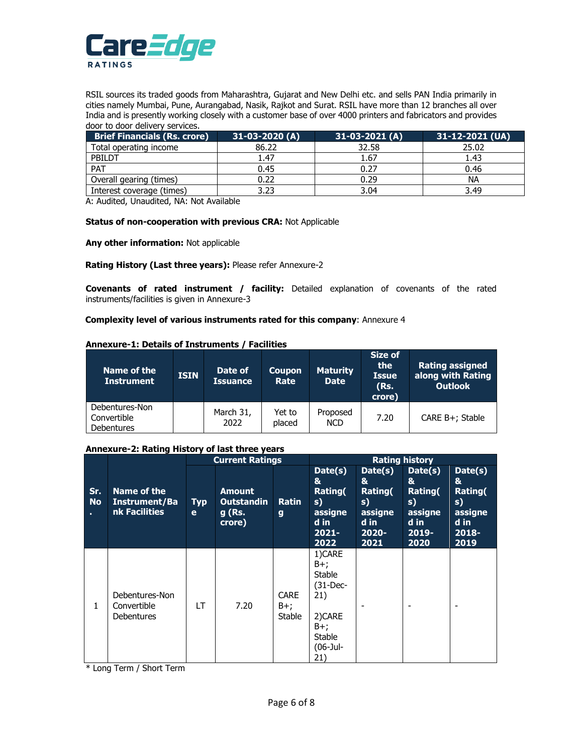RSIL sources its traded goods from Maharashtra, Gujarat and New Delhi etc. and sells PAN India primarily in cities namely Mumbai, Pune, Aurangabad, Nasik, Rajkot and Surat. RSIL have more than 12 branches all over India and is presently working closely with a customer base of over 4000 printers and fabricators and provides door to door delivery services.

| Brief Financials (Rs. crore) | 31-03-2020 (A) | 31-03-2021 (A) | 31-12-2021 (UA) |
|---|---|---|---|
| Total operating income | 86.22 | 32.58 | 25.02 |
| PBILDT | 1.47 | 1.67 | 1.43 |
| PAT | 0.45 | 0.27 | 0.46 |
| Overall gearing (times) | 0.22 | 0.29 | NA |
| Interest coverage (times) | 3.23 | 3.04 | 3.49 |

A: Audited, Unaudited, NA: Not Available

**Status of non-cooperation with previous CRA:** Not Applicable

**Any other information:** Not applicable

**Rating History (Last three years):** Please refer Annexure-2

**Covenants of rated instrument / facility:** Detailed explanation of covenants of the rated instruments/facilities is given in Annexure-3

**Complexity level of various instruments rated for this company**: Annexure 4

**Annexure-1: Details of Instruments / Facilities**

| Name of the Instrument | ISIN | Date of Issuance | Coupon Rate | Maturity Date | Size of the Issue (Rs. crore) | Rating assigned along with Rating Outlook |
|---|---|---|---|---|---|---|
| Debentures-Non Convertible Debentures | | March 31, 2022 | Yet to placed | Proposed NCD | 7.20 | CARE B+; Stable |

**Annexure-2: Rating History of last three years**

| Sr. No. | Name of the Instrument/Bank Facilities | Current Ratings | | | Rating history | | | |
|---|---|---|---|---|---|---|---|---|
| | | Type | Amount Outstanding (Rs. crore) | Rating | Date(s) & Rating(s) assigned in 2021-2022 | Date(s) & Rating(s) assigned in 2020-2021 | Date(s) & Rating(s) assigned in 2019-2020 | Date(s) & Rating(s) assigned in 2018-2019 |
| 1 | Debentures-Non Convertible Debentures | LT | 7.20 | CARE B+; Stable | 1)CARE B+; Stable (31-Dec-21)<br><br>2)CARE B+; Stable (06-Jul-21) | - | - | - |

* Long Term / Short Term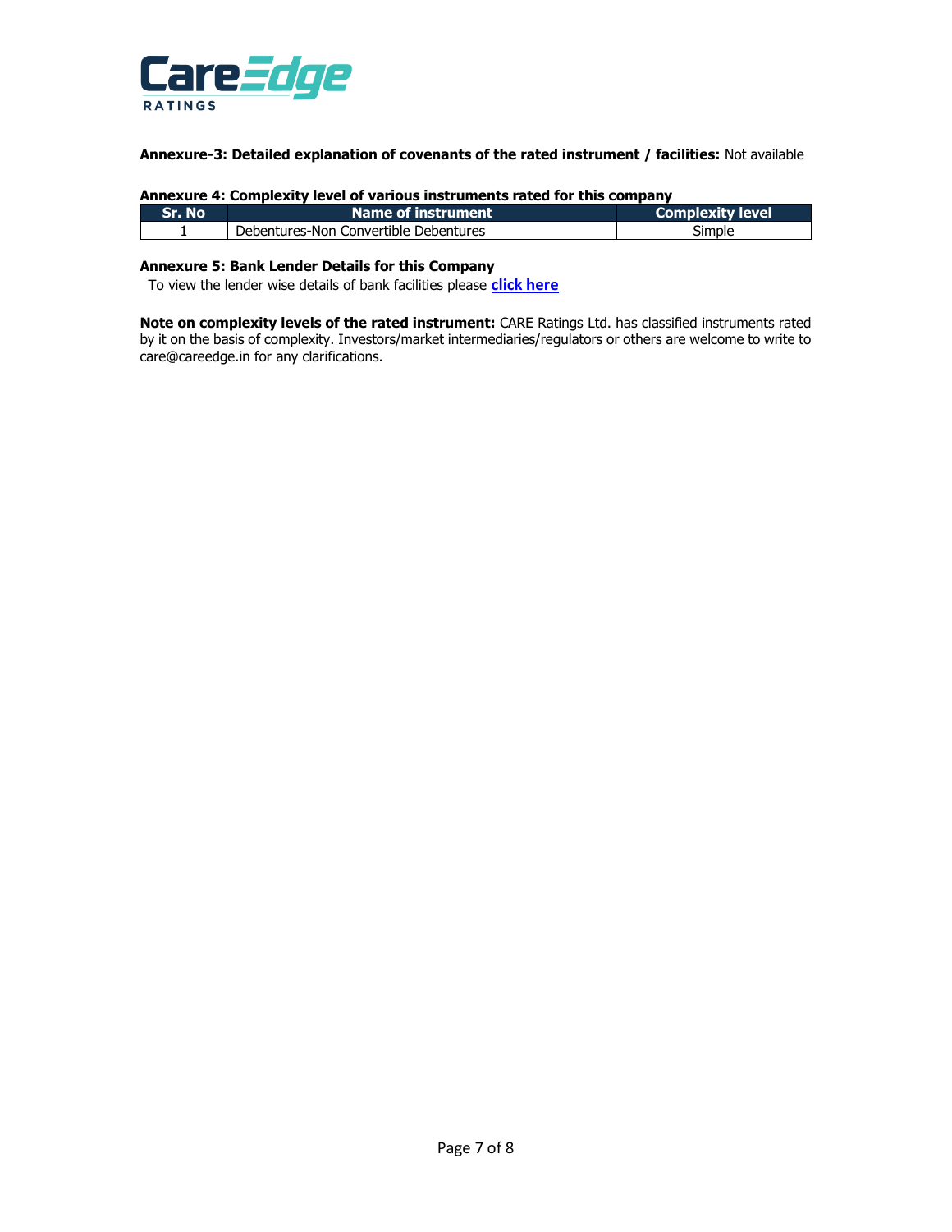**Annexure-3: Detailed explanation of covenants of the rated instrument / facilities:** Not available

**Annexure 4: Complexity level of various instruments rated for this company**

| Sr. No | Name of instrument | Complexity level |
|---|---|---|
| 1 | Debentures-Non Convertible Debentures | Simple |

**Annexure 5: Bank Lender Details for this Company**

To view the lender wise details of bank facilities please **click here**

**Note on complexity levels of the rated instrument:** CARE Ratings Ltd. has classified instruments rated by it on the basis of complexity. Investors/market intermediaries/regulators or others are welcome to write to care@careedge.in for any clarifications.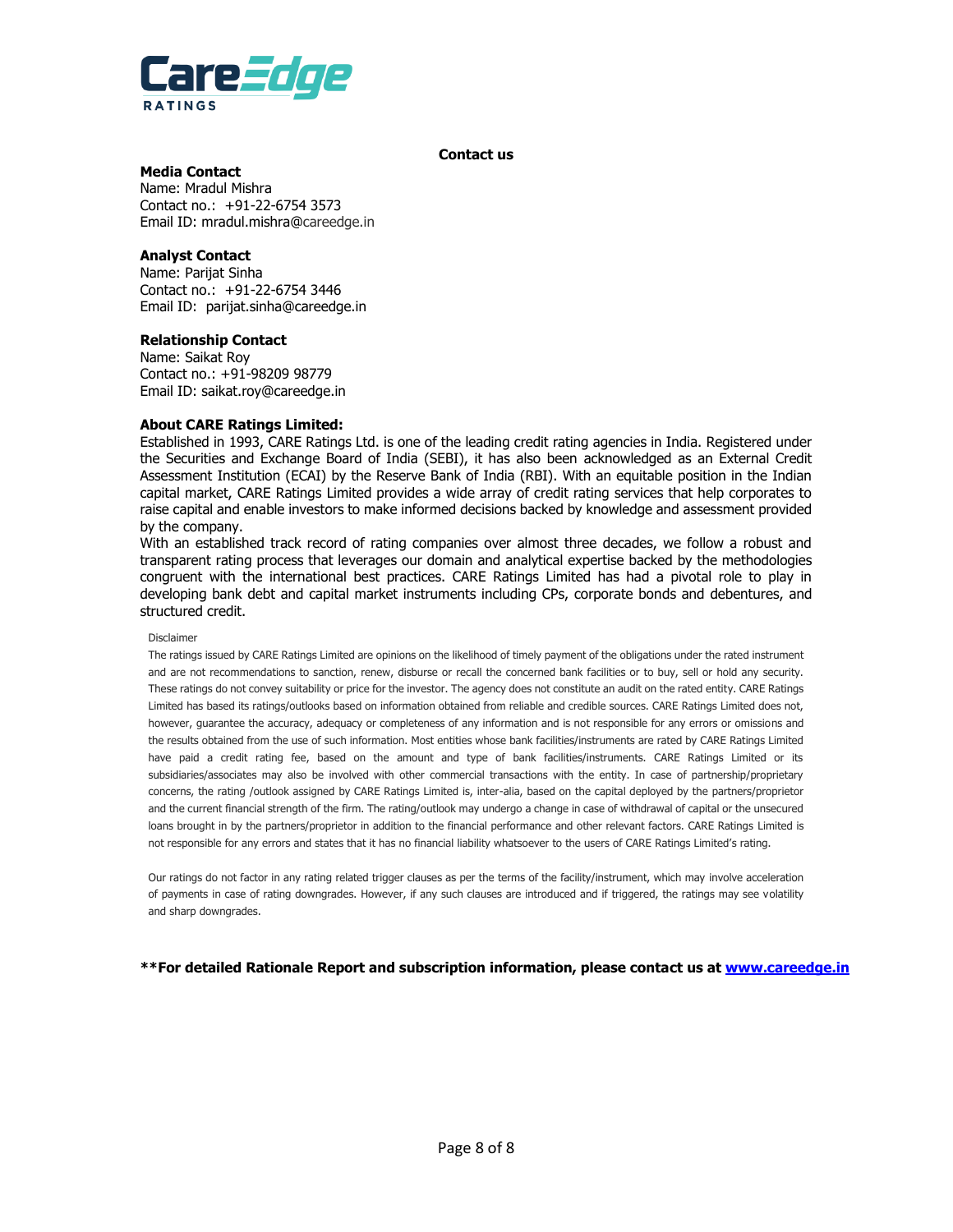**Contact us**

**Media Contact**
Name: Mradul Mishra
Contact no.: +91-22-6754 3573
Email ID: mradul.mishra@careedge.in

**Analyst Contact**
Name: Parijat Sinha
Contact no.: +91-22-6754 3446
Email ID: parijat.sinha@careedge.in

**Relationship Contact**
Name: Saikat Roy
Contact no.: +91-98209 98779
Email ID: saikat.roy@careedge.in

**About CARE Ratings Limited:**

Established in 1993, CARE Ratings Ltd. is one of the leading credit rating agencies in India. Registered under the Securities and Exchange Board of India (SEBI), it has also been acknowledged as an External Credit Assessment Institution (ECAI) by the Reserve Bank of India (RBI). With an equitable position in the Indian capital market, CARE Ratings Limited provides a wide array of credit rating services that help corporates to raise capital and enable investors to make informed decisions backed by knowledge and assessment provided by the company.

With an established track record of rating companies over almost three decades, we follow a robust and transparent rating process that leverages our domain and analytical expertise backed by the methodologies congruent with the international best practices. CARE Ratings Limited has had a pivotal role to play in developing bank debt and capital market instruments including CPs, corporate bonds and debentures, and structured credit.

Disclaimer

The ratings issued by CARE Ratings Limited are opinions on the likelihood of timely payment of the obligations under the rated instrument and are not recommendations to sanction, renew, disburse or recall the concerned bank facilities or to buy, sell or hold any security. These ratings do not convey suitability or price for the investor. The agency does not constitute an audit on the rated entity. CARE Ratings Limited has based its ratings/outlooks based on information obtained from reliable and credible sources. CARE Ratings Limited does not, however, guarantee the accuracy, adequacy or completeness of any information and is not responsible for any errors or omissions and the results obtained from the use of such information. Most entities whose bank facilities/instruments are rated by CARE Ratings Limited have paid a credit rating fee, based on the amount and type of bank facilities/instruments. CARE Ratings Limited or its subsidiaries/associates may also be involved with other commercial transactions with the entity. In case of partnership/proprietary concerns, the rating /outlook assigned by CARE Ratings Limited is, inter-alia, based on the capital deployed by the partners/proprietor and the current financial strength of the firm. The rating/outlook may undergo a change in case of withdrawal of capital or the unsecured loans brought in by the partners/proprietor in addition to the financial performance and other relevant factors. CARE Ratings Limited is not responsible for any errors and states that it has no financial liability whatsoever to the users of CARE Ratings Limited's rating.

Our ratings do not factor in any rating related trigger clauses as per the terms of the facility/instrument, which may involve acceleration of payments in case of rating downgrades. However, if any such clauses are introduced and if triggered, the ratings may see volatility and sharp downgrades.

**For detailed Rationale Report and subscription information, please contact us at [www.careedge.in](http://www.careedge.in)**